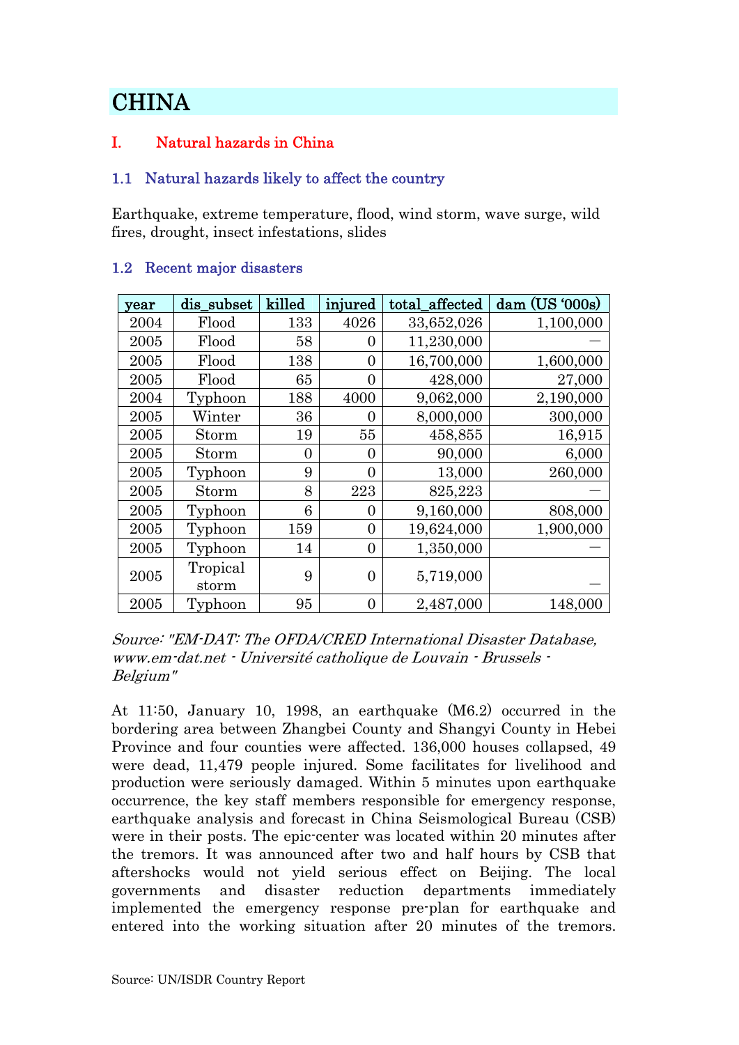# CHINA

## I. Natural hazards in China

### 1.1 Natural hazards likely to affect the country

Earthquake, extreme temperature, flood, wind storm, wave surge, wild fires, drought, insect infestations, slides

### 1.2 Recent major disasters

| year | dis_subset | killed | injured | total_affected | dam (US '000s) |
|---|---|---|---|---|---|
| 2004 | Flood | 133 | 4026 | 33,652,026 | 1,100,000 |
| 2005 | Flood | 58 | 0 | 11,230,000 | — |
| 2005 | Flood | 138 | 0 | 16,700,000 | 1,600,000 |
| 2005 | Flood | 65 | 0 | 428,000 | 27,000 |
| 2004 | Typhoon | 188 | 4000 | 9,062,000 | 2,190,000 |
| 2005 | Winter | 36 | 0 | 8,000,000 | 300,000 |
| 2005 | Storm | 19 | 55 | 458,855 | 16,915 |
| 2005 | Storm | 0 | 0 | 90,000 | 6,000 |
| 2005 | Typhoon | 9 | 0 | 13,000 | 260,000 |
| 2005 | Storm | 8 | 223 | 825,223 | — |
| 2005 | Typhoon | 6 | 0 | 9,160,000 | 808,000 |
| 2005 | Typhoon | 159 | 0 | 19,624,000 | 1,900,000 |
| 2005 | Typhoon | 14 | 0 | 1,350,000 | — |
| 2005 | Tropical storm | 9 | 0 | 5,719,000 | — |
| 2005 | Typhoon | 95 | 0 | 2,487,000 | 148,000 |

*Source: "EM-DAT: The OFDA/CRED International Disaster Database, www.em-dat.net - Université catholique de Louvain - Brussels - Belgium"*

At 11:50, January 10, 1998, an earthquake (M6.2) occurred in the bordering area between Zhangbei County and Shangyi County in Hebei Province and four counties were affected. 136,000 houses collapsed, 49 were dead, 11,479 people injured. Some facilitates for livelihood and production were seriously damaged. Within 5 minutes upon earthquake occurrence, the key staff members responsible for emergency response, earthquake analysis and forecast in China Seismological Bureau (CSB) were in their posts. The epic-center was located within 20 minutes after the tremors. It was announced after two and half hours by CSB that aftershocks would not yield serious effect on Beijing. The local governments and disaster reduction departments immediately implemented the emergency response pre-plan for earthquake and entered into the working situation after 20 minutes of the tremors.

Source: UN/ISDR Country Report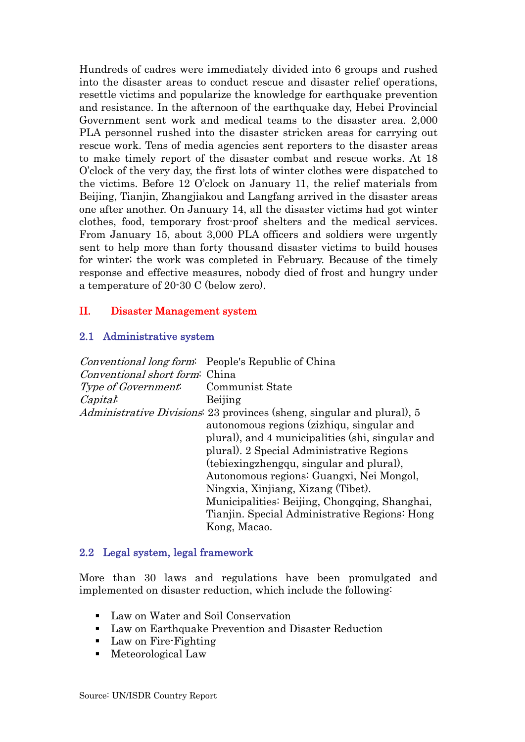Hundreds of cadres were immediately divided into 6 groups and rushed into the disaster areas to conduct rescue and disaster relief operations, resettle victims and popularize the knowledge for earthquake prevention and resistance. In the afternoon of the earthquake day, Hebei Provincial Government sent work and medical teams to the disaster area. 2,000 PLA personnel rushed into the disaster stricken areas for carrying out rescue work. Tens of media agencies sent reporters to the disaster areas to make timely report of the disaster combat and rescue works. At 18 O'clock of the very day, the first lots of winter clothes were dispatched to the victims. Before 12 O'clock on January 11, the relief materials from Beijing, Tianjin, Zhangjiakou and Langfang arrived in the disaster areas one after another. On January 14, all the disaster victims had got winter clothes, food, temporary frost-proof shelters and the medical services. From January 15, about 3,000 PLA officers and soldiers were urgently sent to help more than forty thousand disaster victims to build houses for winter; the work was completed in February. Because of the timely response and effective measures, nobody died of frost and hungry under a temperature of 20-30 C (below zero).

## II. Disaster Management system

### 2.1 Administrative system

*Conventional long form*: People's Republic of China
*Conventional short form*: China
*Type of Government*: Communist State
*Capital*: Beijing
*Administrative Divisions*: 23 provinces (sheng, singular and plural), 5 autonomous regions (zizhiqu, singular and plural), and 4 municipalities (shi, singular and plural). 2 Special Administrative Regions (tebiexingzhengqu, singular and plural), Autonomous regions: Guangxi, Nei Mongol, Ningxia, Xinjiang, Xizang (Tibet). Municipalities: Beijing, Chongqing, Shanghai, Tianjin. Special Administrative Regions: Hong Kong, Macao.

### 2.2 Legal system, legal framework

More than 30 laws and regulations have been promulgated and implemented on disaster reduction, which include the following:

- Law on Water and Soil Conservation
- Law on Earthquake Prevention and Disaster Reduction
- Law on Fire-Fighting
- Meteorological Law

Source: UN/ISDR Country Report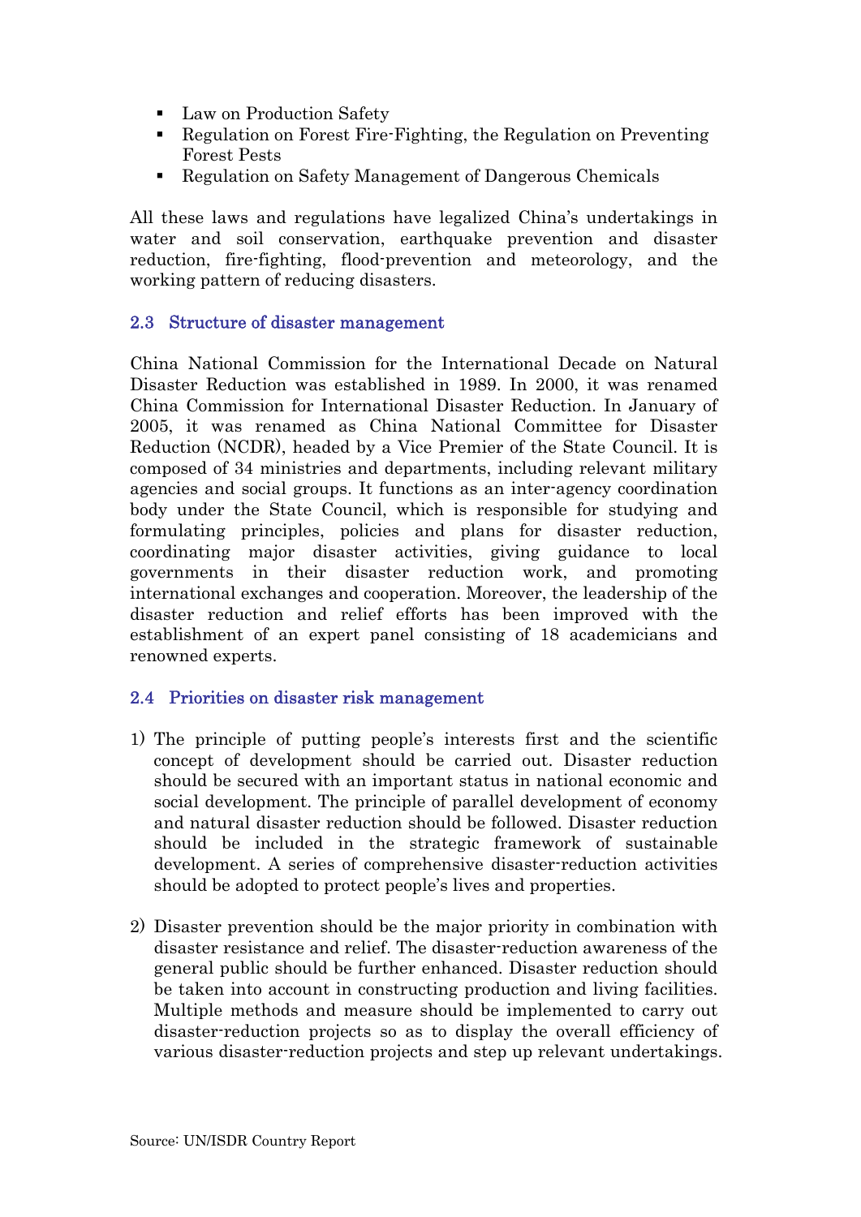- Law on Production Safety
- Regulation on Forest Fire-Fighting, the Regulation on Preventing Forest Pests
- Regulation on Safety Management of Dangerous Chemicals

All these laws and regulations have legalized China's undertakings in water and soil conservation, earthquake prevention and disaster reduction, fire-fighting, flood-prevention and meteorology, and the working pattern of reducing disasters.

## 2.3 Structure of disaster management

China National Commission for the International Decade on Natural Disaster Reduction was established in 1989. In 2000, it was renamed China Commission for International Disaster Reduction. In January of 2005, it was renamed as China National Committee for Disaster Reduction (NCDR), headed by a Vice Premier of the State Council. It is composed of 34 ministries and departments, including relevant military agencies and social groups. It functions as an inter-agency coordination body under the State Council, which is responsible for studying and formulating principles, policies and plans for disaster reduction, coordinating major disaster activities, giving guidance to local governments in their disaster reduction work, and promoting international exchanges and cooperation. Moreover, the leadership of the disaster reduction and relief efforts has been improved with the establishment of an expert panel consisting of 18 academicians and renowned experts.

## 2.4 Priorities on disaster risk management

1) The principle of putting people's interests first and the scientific concept of development should be carried out. Disaster reduction should be secured with an important status in national economic and social development. The principle of parallel development of economy and natural disaster reduction should be followed. Disaster reduction should be included in the strategic framework of sustainable development. A series of comprehensive disaster-reduction activities should be adopted to protect people's lives and properties.

2) Disaster prevention should be the major priority in combination with disaster resistance and relief. The disaster-reduction awareness of the general public should be further enhanced. Disaster reduction should be taken into account in constructing production and living facilities. Multiple methods and measure should be implemented to carry out disaster-reduction projects so as to display the overall efficiency of various disaster-reduction projects and step up relevant undertakings.

Source: UN/ISDR Country Report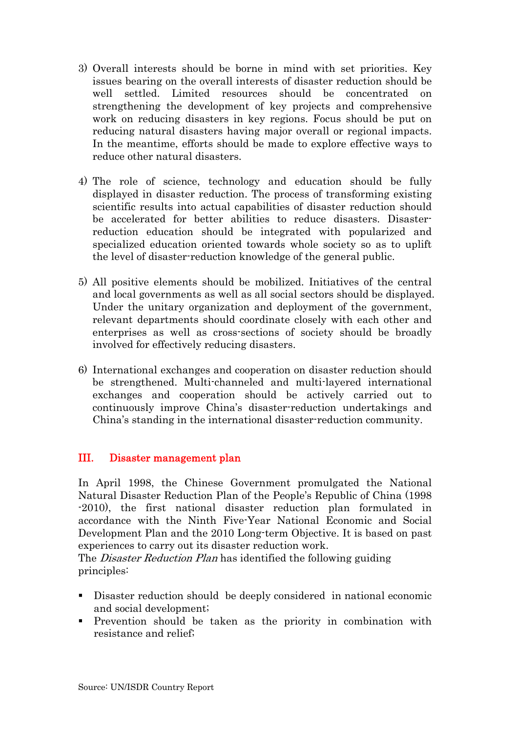3) Overall interests should be borne in mind with set priorities. Key issues bearing on the overall interests of disaster reduction should be well settled. Limited resources should be concentrated on strengthening the development of key projects and comprehensive work on reducing disasters in key regions. Focus should be put on reducing natural disasters having major overall or regional impacts. In the meantime, efforts should be made to explore effective ways to reduce other natural disasters.

4) The role of science, technology and education should be fully displayed in disaster reduction. The process of transforming existing scientific results into actual capabilities of disaster reduction should be accelerated for better abilities to reduce disasters. Disaster-reduction education should be integrated with popularized and specialized education oriented towards whole society so as to uplift the level of disaster-reduction knowledge of the general public.

5) All positive elements should be mobilized. Initiatives of the central and local governments as well as all social sectors should be displayed. Under the unitary organization and deployment of the government, relevant departments should coordinate closely with each other and enterprises as well as cross-sections of society should be broadly involved for effectively reducing disasters.

6) International exchanges and cooperation on disaster reduction should be strengthened. Multi-channeled and multi-layered international exchanges and cooperation should be actively carried out to continuously improve China's disaster-reduction undertakings and China's standing in the international disaster-reduction community.

## III. Disaster management plan

In April 1998, the Chinese Government promulgated the National Natural Disaster Reduction Plan of the People's Republic of China (1998 -2010), the first national disaster reduction plan formulated in accordance with the Ninth Five-Year National Economic and Social Development Plan and the 2010 Long-term Objective. It is based on past experiences to carry out its disaster reduction work.
The *Disaster Reduction Plan* has identified the following guiding principles:

- Disaster reduction should be deeply considered in national economic and social development;
- Prevention should be taken as the priority in combination with resistance and relief;

Source: UN/ISDR Country Report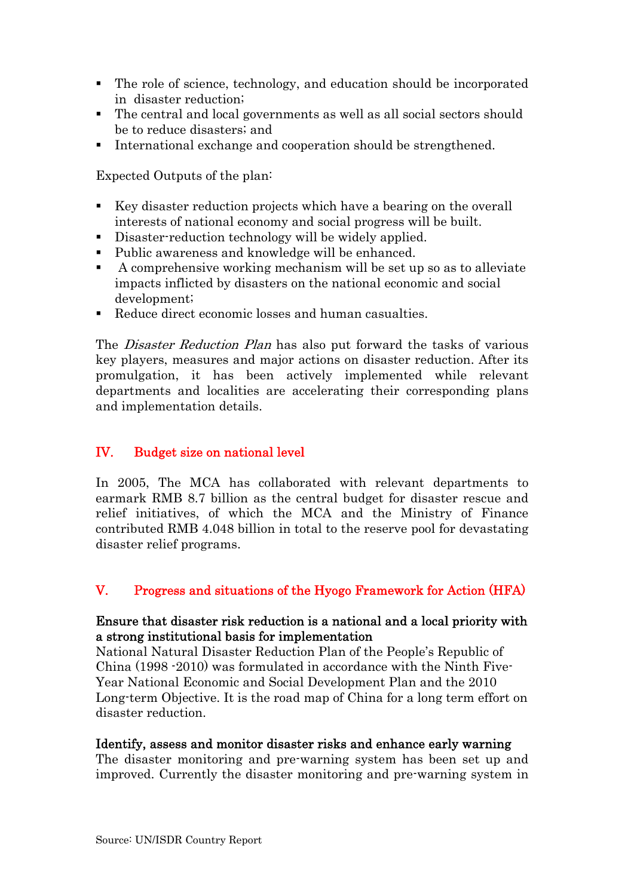- The role of science, technology, and education should be incorporated in disaster reduction;
- The central and local governments as well as all social sectors should be to reduce disasters; and
- International exchange and cooperation should be strengthened.

Expected Outputs of the plan:

- Key disaster reduction projects which have a bearing on the overall interests of national economy and social progress will be built.
- Disaster-reduction technology will be widely applied.
- Public awareness and knowledge will be enhanced.
- A comprehensive working mechanism will be set up so as to alleviate impacts inflicted by disasters on the national economic and social development;
- Reduce direct economic losses and human casualties.

The *Disaster Reduction Plan* has also put forward the tasks of various key players, measures and major actions on disaster reduction. After its promulgation, it has been actively implemented while relevant departments and localities are accelerating their corresponding plans and implementation details.

## IV. Budget size on national level

In 2005, The MCA has collaborated with relevant departments to earmark RMB 8.7 billion as the central budget for disaster rescue and relief initiatives, of which the MCA and the Ministry of Finance contributed RMB 4.048 billion in total to the reserve pool for devastating disaster relief programs.

## V. Progress and situations of the Hyogo Framework for Action (HFA)

**Ensure that disaster risk reduction is a national and a local priority with a strong institutional basis for implementation**
National Natural Disaster Reduction Plan of the People's Republic of China (1998 -2010) was formulated in accordance with the Ninth Five-Year National Economic and Social Development Plan and the 2010 Long-term Objective. It is the road map of China for a long term effort on disaster reduction.

**Identify, assess and monitor disaster risks and enhance early warning**
The disaster monitoring and pre-warning system has been set up and improved. Currently the disaster monitoring and pre-warning system in

Source: UN/ISDR Country Report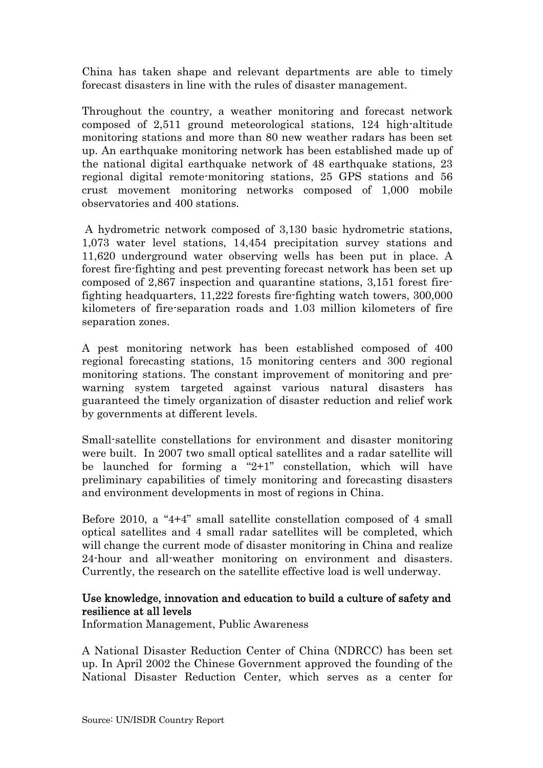China has taken shape and relevant departments are able to timely forecast disasters in line with the rules of disaster management.

Throughout the country, a weather monitoring and forecast network composed of 2,511 ground meteorological stations, 124 high-altitude monitoring stations and more than 80 new weather radars has been set up. An earthquake monitoring network has been established made up of the national digital earthquake network of 48 earthquake stations, 23 regional digital remote-monitoring stations, 25 GPS stations and 56 crust movement monitoring networks composed of 1,000 mobile observatories and 400 stations.

A hydrometric network composed of 3,130 basic hydrometric stations, 1,073 water level stations, 14,454 precipitation survey stations and 11,620 underground water observing wells has been put in place. A forest fire-fighting and pest preventing forecast network has been set up composed of 2,867 inspection and quarantine stations, 3,151 forest fire-fighting headquarters, 11,222 forests fire-fighting watch towers, 300,000 kilometers of fire-separation roads and 1.03 million kilometers of fire separation zones.

A pest monitoring network has been established composed of 400 regional forecasting stations, 15 monitoring centers and 300 regional monitoring stations. The constant improvement of monitoring and pre-warning system targeted against various natural disasters has guaranteed the timely organization of disaster reduction and relief work by governments at different levels.

Small-satellite constellations for environment and disaster monitoring were built. In 2007 two small optical satellites and a radar satellite will be launched for forming a "2+1" constellation, which will have preliminary capabilities of timely monitoring and forecasting disasters and environment developments in most of regions in China.

Before 2010, a "4+4" small satellite constellation composed of 4 small optical satellites and 4 small radar satellites will be completed, which will change the current mode of disaster monitoring in China and realize 24-hour and all-weather monitoring on environment and disasters. Currently, the research on the satellite effective load is well underway.

**Use knowledge, innovation and education to build a culture of safety and resilience at all levels**

Information Management, Public Awareness

A National Disaster Reduction Center of China (NDRCC) has been set up. In April 2002 the Chinese Government approved the founding of the National Disaster Reduction Center, which serves as a center for

Source: UN/ISDR Country Report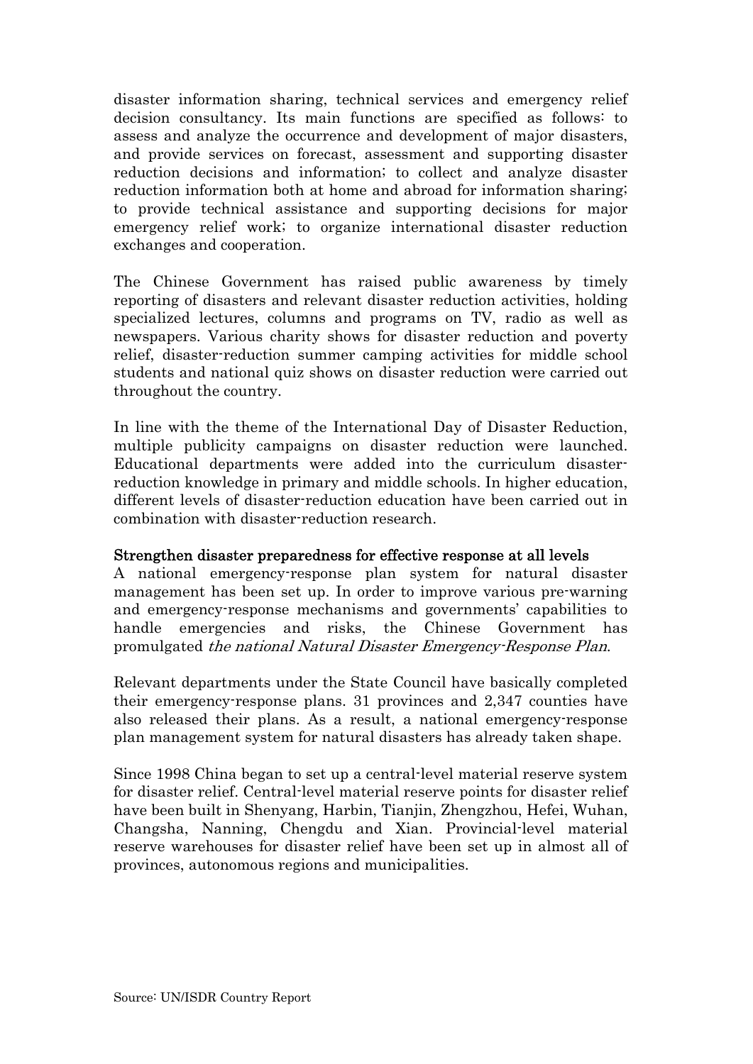disaster information sharing, technical services and emergency relief decision consultancy. Its main functions are specified as follows: to assess and analyze the occurrence and development of major disasters, and provide services on forecast, assessment and supporting disaster reduction decisions and information; to collect and analyze disaster reduction information both at home and abroad for information sharing; to provide technical assistance and supporting decisions for major emergency relief work; to organize international disaster reduction exchanges and cooperation.

The Chinese Government has raised public awareness by timely reporting of disasters and relevant disaster reduction activities, holding specialized lectures, columns and programs on TV, radio as well as newspapers. Various charity shows for disaster reduction and poverty relief, disaster-reduction summer camping activities for middle school students and national quiz shows on disaster reduction were carried out throughout the country.

In line with the theme of the International Day of Disaster Reduction, multiple publicity campaigns on disaster reduction were launched. Educational departments were added into the curriculum disaster-reduction knowledge in primary and middle schools. In higher education, different levels of disaster-reduction education have been carried out in combination with disaster-reduction research.

**Strengthen disaster preparedness for effective response at all levels**

A national emergency-response plan system for natural disaster management has been set up. In order to improve various pre-warning and emergency-response mechanisms and governments' capabilities to handle emergencies and risks, the Chinese Government has promulgated *the national Natural Disaster Emergency-Response Plan*.

Relevant departments under the State Council have basically completed their emergency-response plans. 31 provinces and 2,347 counties have also released their plans. As a result, a national emergency-response plan management system for natural disasters has already taken shape.

Since 1998 China began to set up a central-level material reserve system for disaster relief. Central-level material reserve points for disaster relief have been built in Shenyang, Harbin, Tianjin, Zhengzhou, Hefei, Wuhan, Changsha, Nanning, Chengdu and Xian. Provincial-level material reserve warehouses for disaster relief have been set up in almost all of provinces, autonomous regions and municipalities.

Source: UN/ISDR Country Report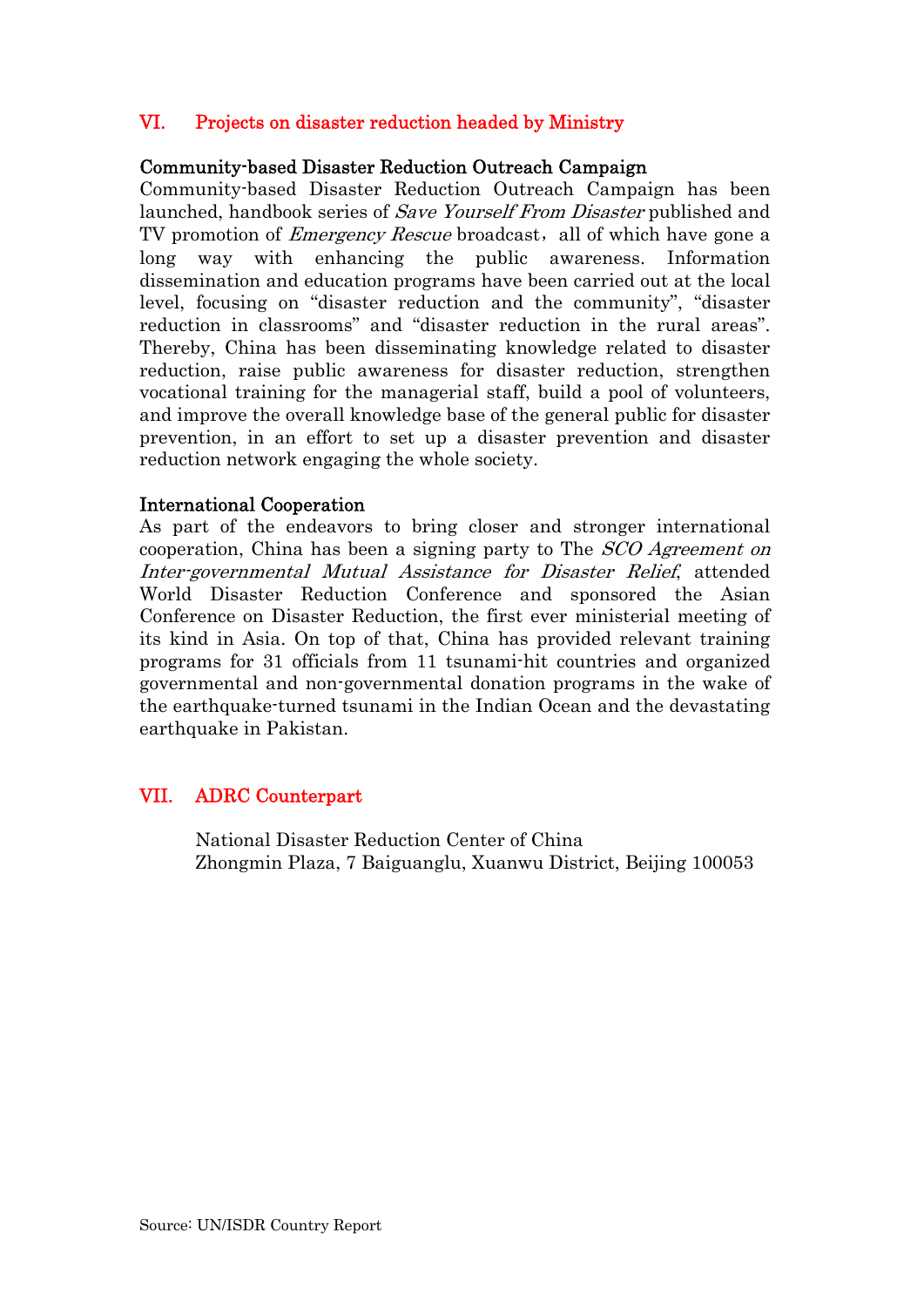## VI. Projects on disaster reduction headed by Ministry

### Community-based Disaster Reduction Outreach Campaign

Community-based Disaster Reduction Outreach Campaign has been launched, handbook series of *Save Yourself From Disaster* published and TV promotion of *Emergency Rescue* broadcast，all of which have gone a long way with enhancing the public awareness. Information dissemination and education programs have been carried out at the local level, focusing on “disaster reduction and the community”, “disaster reduction in classrooms” and “disaster reduction in the rural areas”. Thereby, China has been disseminating knowledge related to disaster reduction, raise public awareness for disaster reduction, strengthen vocational training for the managerial staff, build a pool of volunteers, and improve the overall knowledge base of the general public for disaster prevention, in an effort to set up a disaster prevention and disaster reduction network engaging the whole society.

### International Cooperation

As part of the endeavors to bring closer and stronger international cooperation, China has been a signing party to The *SCO Agreement on Inter-governmental Mutual Assistance for Disaster Relief*, attended World Disaster Reduction Conference and sponsored the Asian Conference on Disaster Reduction, the first ever ministerial meeting of its kind in Asia. On top of that, China has provided relevant training programs for 31 officials from 11 tsunami-hit countries and organized governmental and non-governmental donation programs in the wake of the earthquake-turned tsunami in the Indian Ocean and the devastating earthquake in Pakistan.

## VII. ADRC Counterpart

National Disaster Reduction Center of China
Zhongmin Plaza, 7 Baiguanglu, Xuanwu District, Beijing 100053

Source: UN/ISDR Country Report